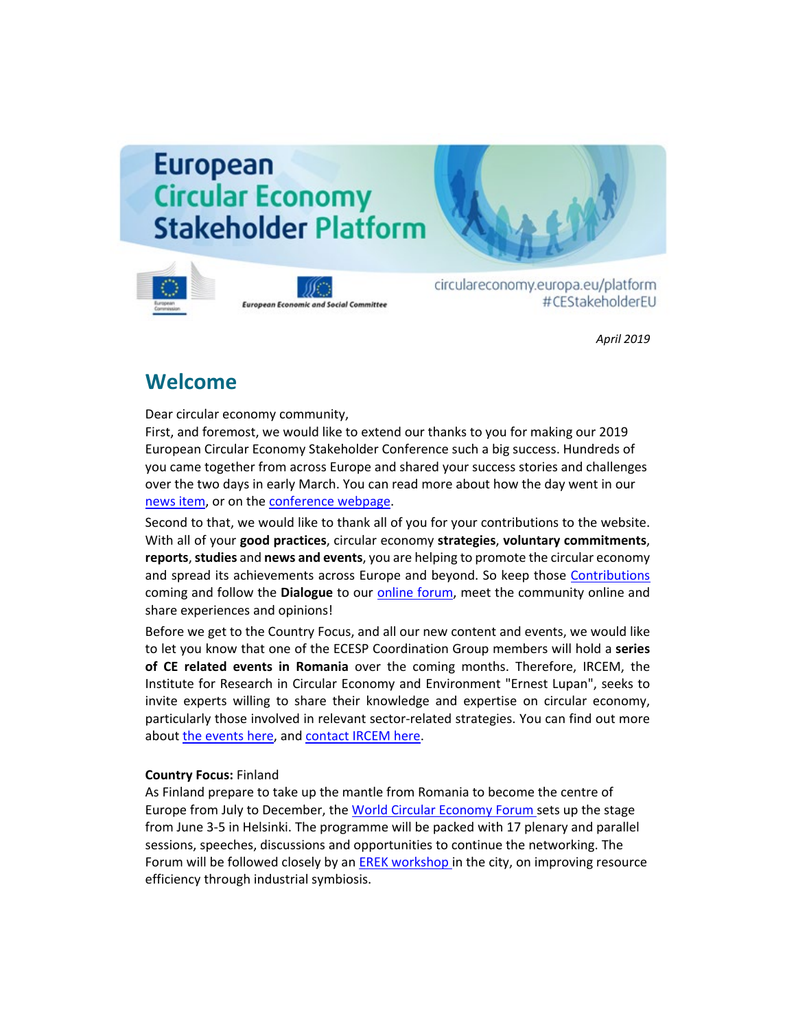# European Circular Economy Stakeholder Platform

European Commission

European Economic and Social Committee

circulareconomy.europa.eu/platform
#CEStakeholderEU

*April 2019*

## Welcome

Dear circular economy community,
First, and foremost, we would like to extend our thanks to you for making our 2019 European Circular Economy Stakeholder Conference such a big success. Hundreds of you came together from across Europe and shared your success stories and challenges over the two days in early March. You can read more about how the day went in our news item, or on the conference webpage.

Second to that, we would like to thank all of you for your contributions to the website. With all of your **good practices**, circular economy **strategies**, **voluntary commitments**, **reports**, **studies** and **news and events**, you are helping to promote the circular economy and spread its achievements across Europe and beyond. So keep those Contributions coming and follow the **Dialogue** to our online forum, meet the community online and share experiences and opinions!

Before we get to the Country Focus, and all our new content and events, we would like to let you know that one of the ECESP Coordination Group members will hold a **series of CE related events in Romania** over the coming months. Therefore, IRCEM, the Institute for Research in Circular Economy and Environment "Ernest Lupan", seeks to invite experts willing to share their knowledge and expertise on circular economy, particularly those involved in relevant sector-related strategies. You can find out more about the events here, and contact IRCEM here.

**Country Focus:** Finland
As Finland prepare to take up the mantle from Romania to become the centre of Europe from July to December, the World Circular Economy Forum sets up the stage from June 3-5 in Helsinki. The programme will be packed with 17 plenary and parallel sessions, speeches, discussions and opportunities to continue the networking. The Forum will be followed closely by an EREK workshop in the city, on improving resource efficiency through industrial symbiosis.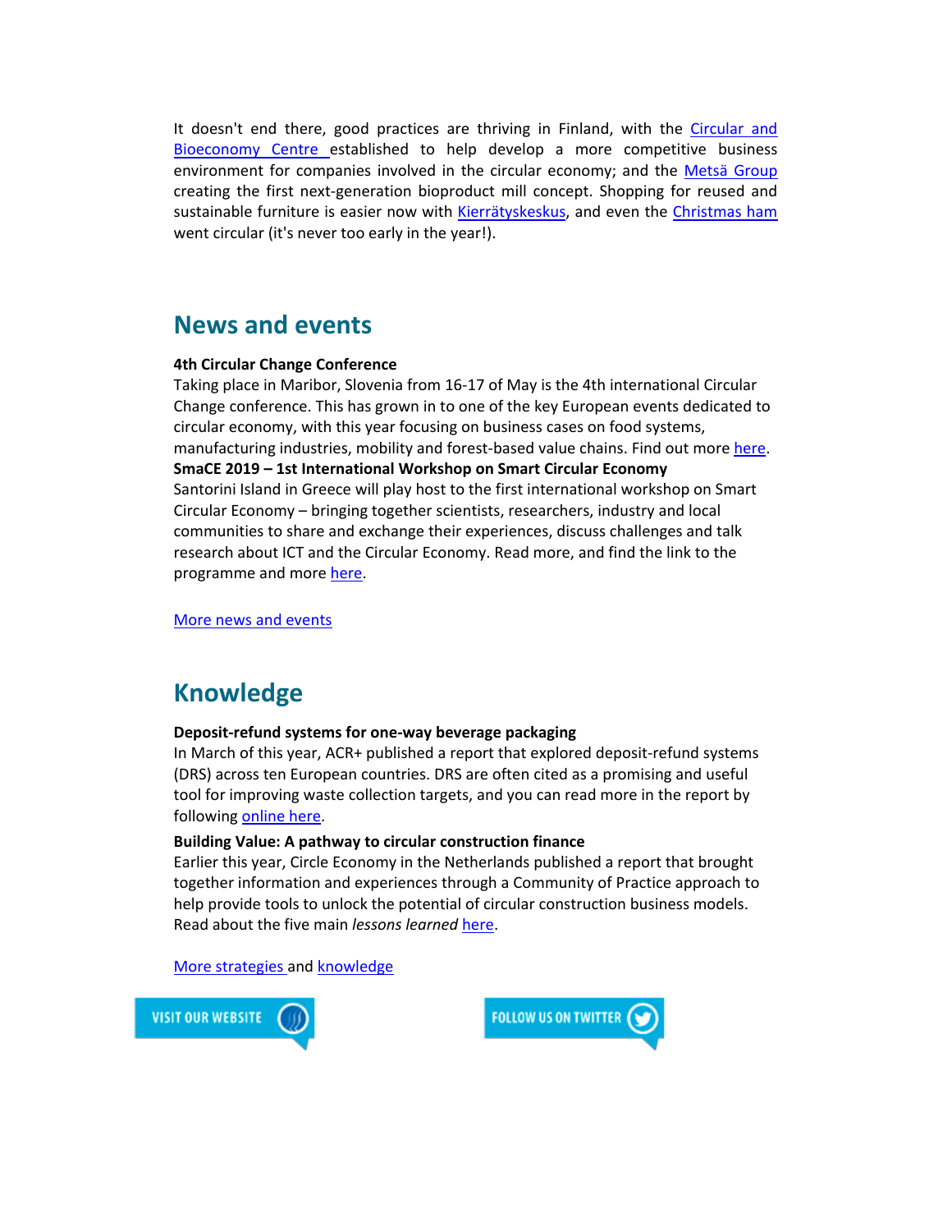It doesn't end there, good practices are thriving in Finland, with the Circular and Bioeconomy Centre established to help develop a more competitive business environment for companies involved in the circular economy; and the Metsä Group creating the first next-generation bioproduct mill concept. Shopping for reused and sustainable furniture is easier now with Kierrätyskeskus, and even the Christmas ham went circular (it's never too early in the year!).

## News and events

**4th Circular Change Conference**
Taking place in Maribor, Slovenia from 16-17 of May is the 4th international Circular Change conference. This has grown in to one of the key European events dedicated to circular economy, with this year focusing on business cases on food systems, manufacturing industries, mobility and forest-based value chains. Find out more here.

**SmaCE 2019 – 1st International Workshop on Smart Circular Economy**
Santorini Island in Greece will play host to the first international workshop on Smart Circular Economy – bringing together scientists, researchers, industry and local communities to share and exchange their experiences, discuss challenges and talk research about ICT and the Circular Economy. Read more, and find the link to the programme and more here.

More news and events

## Knowledge

**Deposit-refund systems for one-way beverage packaging**
In March of this year, ACR+ published a report that explored deposit-refund systems (DRS) across ten European countries. DRS are often cited as a promising and useful tool for improving waste collection targets, and you can read more in the report by following online here.

**Building Value: A pathway to circular construction finance**
Earlier this year, Circle Economy in the Netherlands published a report that brought together information and experiences through a Community of Practice approach to help provide tools to unlock the potential of circular construction business models. Read about the five main *lessons learned* here.

More strategies and knowledge

VISIT OUR WEBSITE

FOLLOW US ON TWITTER